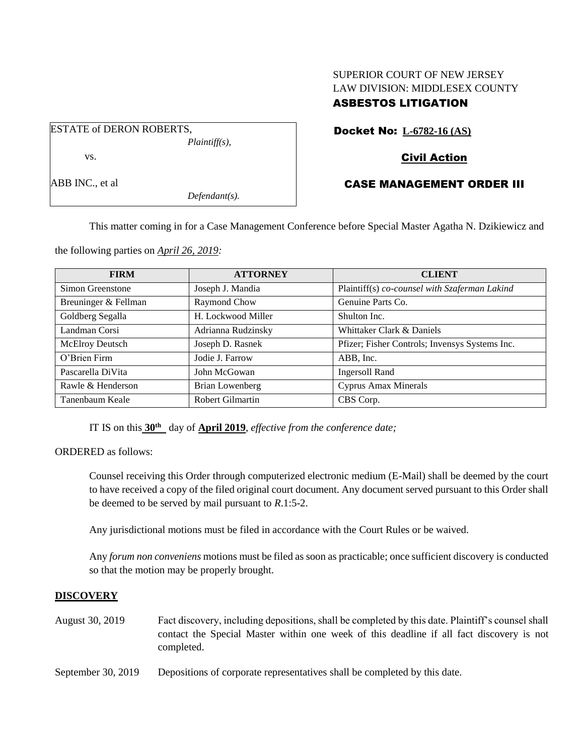SUPERIOR COURT OF NEW JERSEY
LAW DIVISION: MIDDLESEX COUNTY
**ASBESTOS LITIGATION**

ESTATE of DERON ROBERTS,
*Plaintiff(s),*

vs.

ABB INC., et al
*Defendant(s).*

**Docket No: L-6782-16 (AS)**

**Civil Action**

**CASE MANAGEMENT ORDER III**

This matter coming in for a Case Management Conference before Special Master Agatha N. Dzikiewicz and the following parties on *April 26, 2019:*

| FIRM | ATTORNEY | CLIENT |
|---|---|---|
| Simon Greenstone | Joseph J. Mandia | Plaintiff(s) *co-counsel with Szaferman Lakind* |
| Breuninger & Fellman | Raymond Chow | Genuine Parts Co. |
| Goldberg Segalla | H. Lockwood Miller | Shulton Inc. |
| Landman Corsi | Adrianna Rudzinsky | Whittaker Clark & Daniels |
| McElroy Deutsch | Joseph D. Rasnek | Pfizer; Fisher Controls; Invensys Systems Inc. |
| O'Brien Firm | Jodie J. Farrow | ABB, Inc. |
| Pascarella DiVita | John McGowan | Ingersoll Rand |
| Rawle & Henderson | Brian Lowenberg | Cyprus Amax Minerals |
| Tanenbaum Keale | Robert Gilmartin | CBS Corp. |

IT IS on this **30th** day of **April 2019**, *effective from the conference date;*

ORDERED as follows:

Counsel receiving this Order through computerized electronic medium (E-Mail) shall be deemed by the court to have received a copy of the filed original court document. Any document served pursuant to this Order shall be deemed to be served by mail pursuant to *R*.1:5-2.

Any jurisdictional motions must be filed in accordance with the Court Rules or be waived.

Any *forum non conveniens* motions must be filed as soon as practicable; once sufficient discovery is conducted so that the motion may be properly brought.

## DISCOVERY

August 30, 2019 — Fact discovery, including depositions, shall be completed by this date. Plaintiff's counsel shall contact the Special Master within one week of this deadline if all fact discovery is not completed.

September 30, 2019 — Depositions of corporate representatives shall be completed by this date.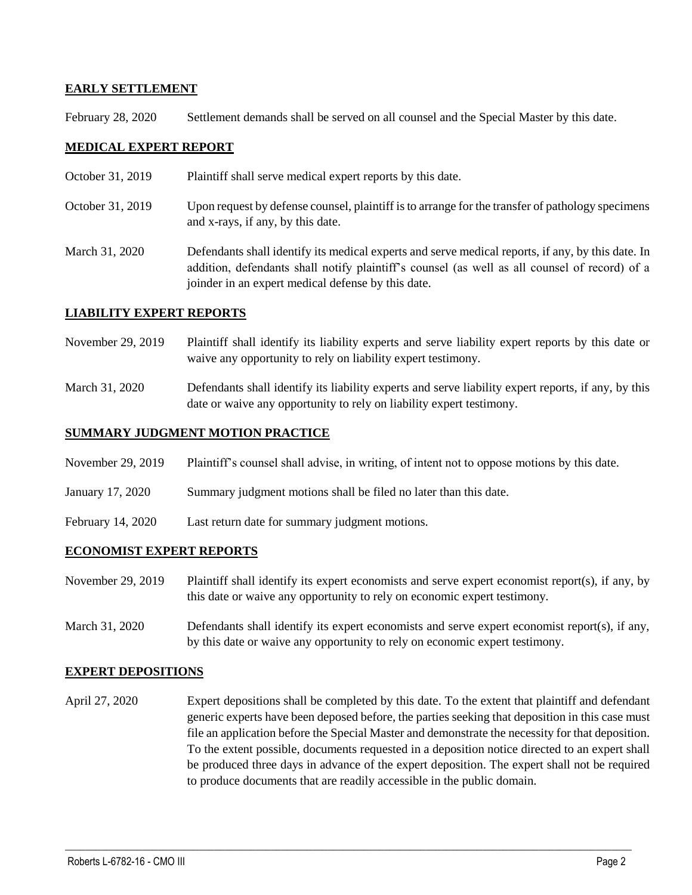**EARLY SETTLEMENT**

February 28, 2020 Settlement demands shall be served on all counsel and the Special Master by this date.

**MEDICAL EXPERT REPORT**

October 31, 2019 Plaintiff shall serve medical expert reports by this date.

October 31, 2019 Upon request by defense counsel, plaintiff is to arrange for the transfer of pathology specimens and x-rays, if any, by this date.

March 31, 2020 Defendants shall identify its medical experts and serve medical reports, if any, by this date. In addition, defendants shall notify plaintiff's counsel (as well as all counsel of record) of a joinder in an expert medical defense by this date.

**LIABILITY EXPERT REPORTS**

November 29, 2019 Plaintiff shall identify its liability experts and serve liability expert reports by this date or waive any opportunity to rely on liability expert testimony.

March 31, 2020 Defendants shall identify its liability experts and serve liability expert reports, if any, by this date or waive any opportunity to rely on liability expert testimony.

**SUMMARY JUDGMENT MOTION PRACTICE**

November 29, 2019 Plaintiff's counsel shall advise, in writing, of intent not to oppose motions by this date.

January 17, 2020 Summary judgment motions shall be filed no later than this date.

February 14, 2020 Last return date for summary judgment motions.

**ECONOMIST EXPERT REPORTS**

November 29, 2019 Plaintiff shall identify its expert economists and serve expert economist report(s), if any, by this date or waive any opportunity to rely on economic expert testimony.

March 31, 2020 Defendants shall identify its expert economists and serve expert economist report(s), if any, by this date or waive any opportunity to rely on economic expert testimony.

**EXPERT DEPOSITIONS**

April 27, 2020 Expert depositions shall be completed by this date. To the extent that plaintiff and defendant generic experts have been deposed before, the parties seeking that deposition in this case must file an application before the Special Master and demonstrate the necessity for that deposition. To the extent possible, documents requested in a deposition notice directed to an expert shall be produced three days in advance of the expert deposition. The expert shall not be required to produce documents that are readily accessible in the public domain.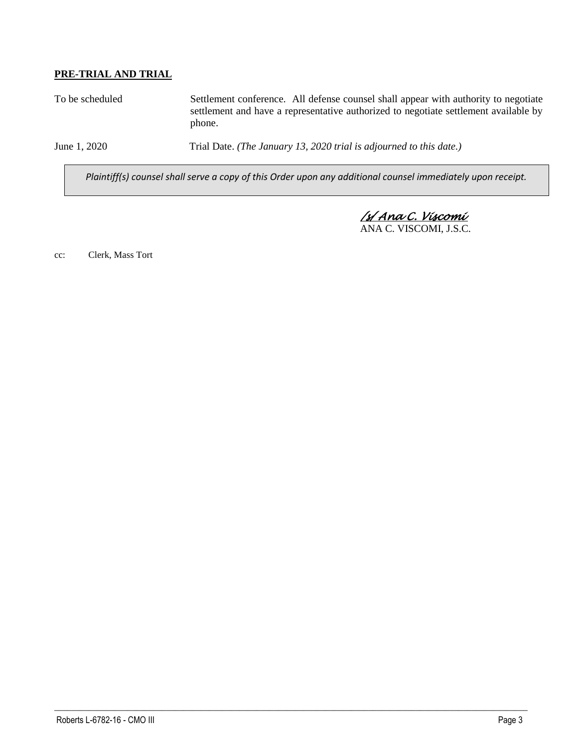**PRE-TRIAL AND TRIAL**

| | |
|---|---|
| To be scheduled | Settlement conference. All defense counsel shall appear with authority to negotiate settlement and have a representative authorized to negotiate settlement available by phone. |
| June 1, 2020 | Trial Date. *(The January 13, 2020 trial is adjourned to this date.)* |

*Plaintiff(s) counsel shall serve a copy of this Order upon any additional counsel immediately upon receipt.*

*/s/ Ana C. Viscomi*
ANA C. VISCOMI, J.S.C.

cc: Clerk, Mass Tort